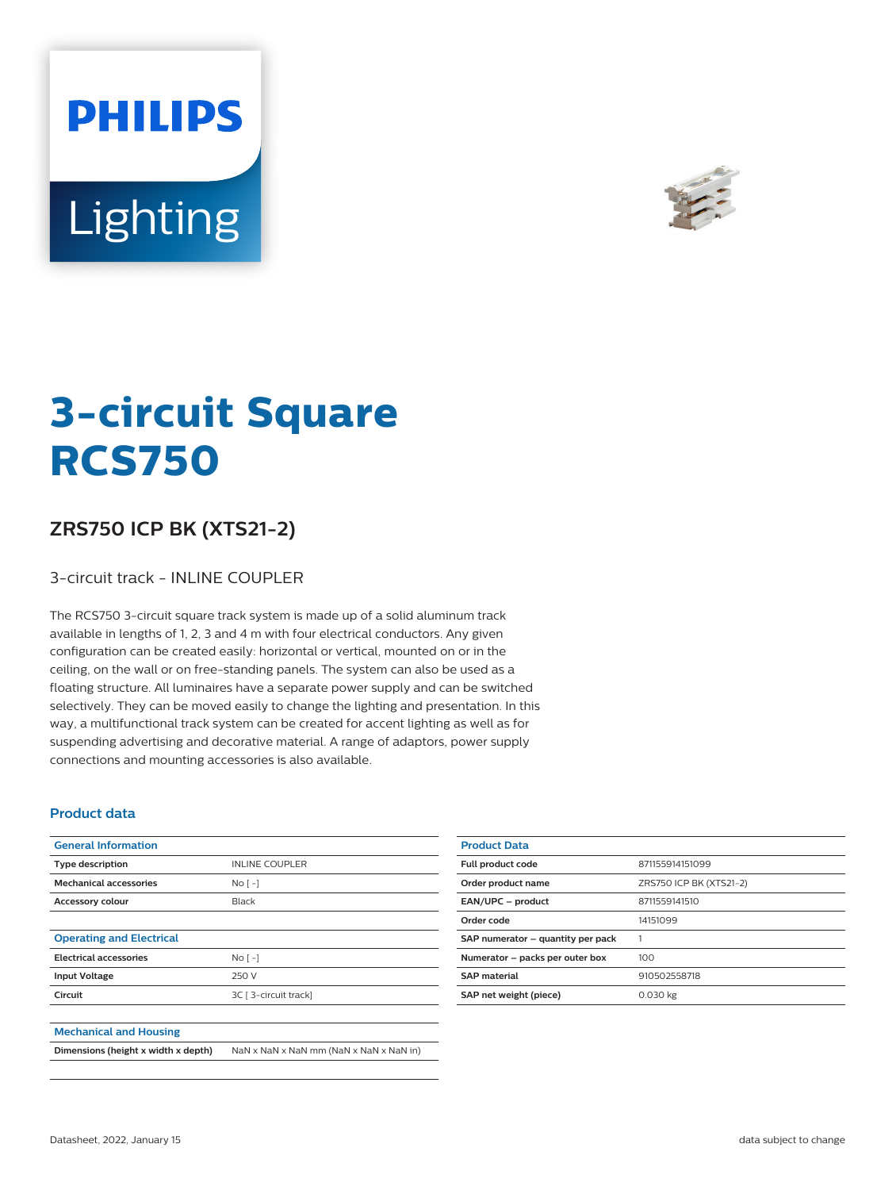# 3-circuit Square RCS750

## ZRS750 ICP BK (XTS21-2)

3-circuit track - INLINE COUPLER

The RCS750 3-circuit square track system is made up of a solid aluminum track available in lengths of 1, 2, 3 and 4 m with four electrical conductors. Any given configuration can be created easily: horizontal or vertical, mounted on or in the ceiling, on the wall or on free-standing panels. The system can also be used as a floating structure. All luminaires have a separate power supply and can be switched selectively. They can be moved easily to change the lighting and presentation. In this way, a multifunctional track system can be created for accent lighting as well as for suspending advertising and decorative material. A range of adaptors, power supply connections and mounting accessories is also available.

### Product data

| General Information | |
|---|---|
| Type description | INLINE COUPLER |
| Mechanical accessories | No [ -] |
| Accessory colour | Black |

| Operating and Electrical | |
|---|---|
| Electrical accessories | No [ -] |
| Input Voltage | 250 V |
| Circuit | 3C [ 3-circuit track] |

| Mechanical and Housing | |
|---|---|
| Dimensions (height x width x depth) | NaN x NaN x NaN mm (NaN x NaN x NaN in) |

| Product Data | |
|---|---|
| Full product code | 871155914151099 |
| Order product name | ZRS750 ICP BK (XTS21-2) |
| EAN/UPC – product | 8711559141510 |
| Order code | 14151099 |
| SAP numerator – quantity per pack | 1 |
| Numerator – packs per outer box | 100 |
| SAP material | 910502558718 |
| SAP net weight (piece) | 0.030 kg |

Datasheet, 2022, January 15

data subject to change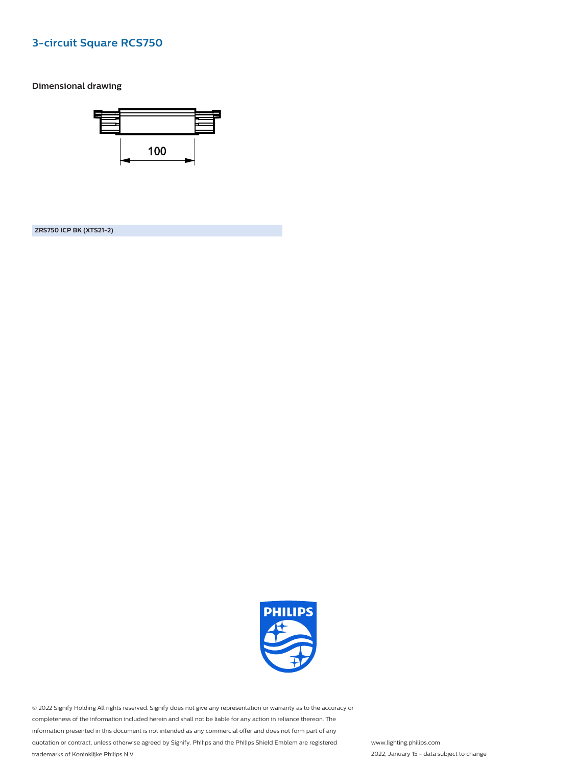## 3-circuit Square RCS750

### Dimensional drawing

100

ZRS750 ICP BK (XTS21-2)

© 2022 Signify Holding All rights reserved. Signify does not give any representation or warranty as to the accuracy or completeness of the information included herein and shall not be liable for any action in reliance thereon. The information presented in this document is not intended as any commercial offer and does not form part of any quotation or contract, unless otherwise agreed by Signify. Philips and the Philips Shield Emblem are registered trademarks of Koninklijke Philips N.V.

www.lighting.philips.com

2022, January 15 - data subject to change